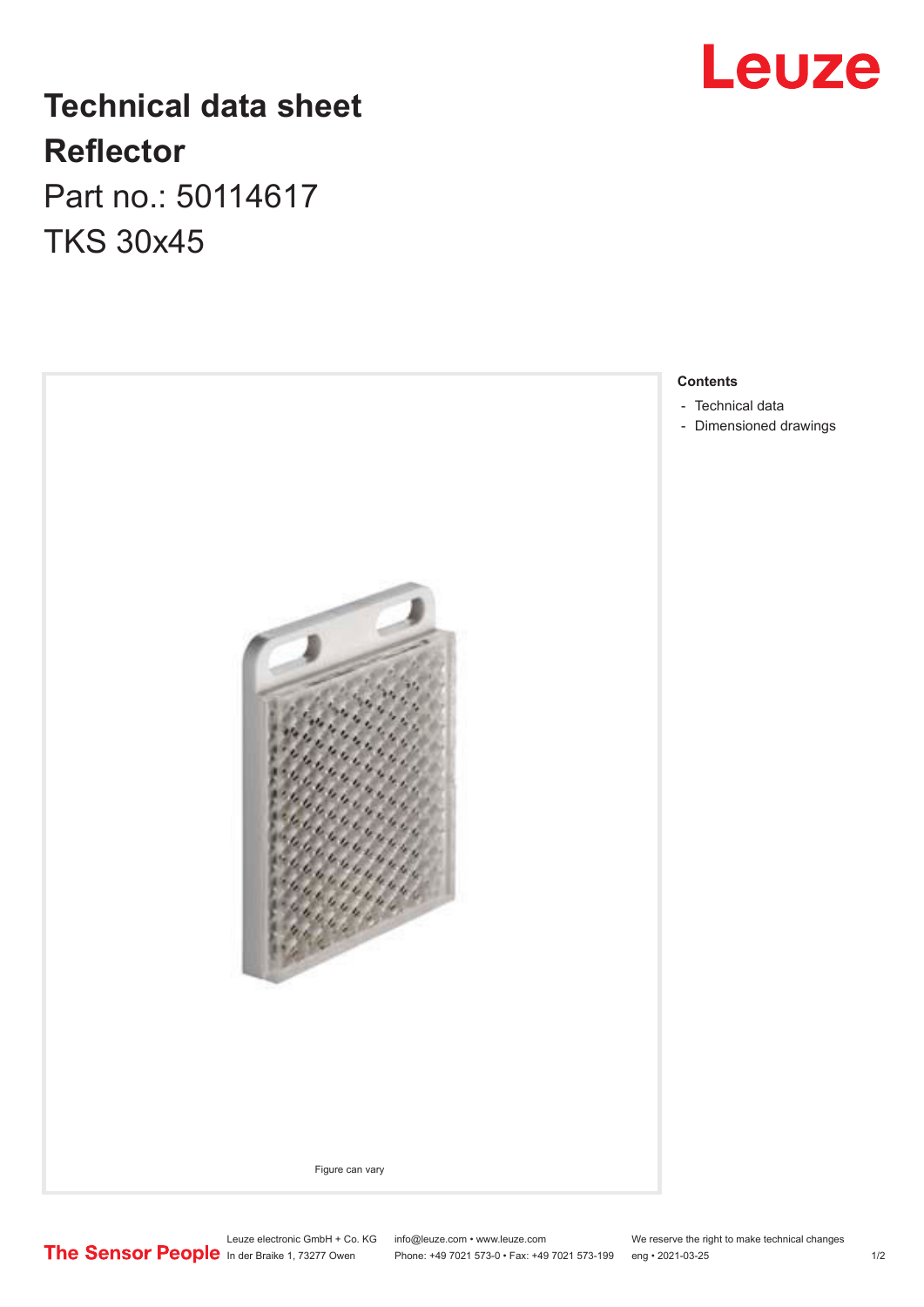# Technical data sheet
# Reflector

Part no.: 50114617

TKS 30x45

Figure can vary

**Contents**

- Technical data
- Dimensioned drawings

Leuze electronic GmbH + Co. KG
In der Braike 1, 73277 Owen

info@leuze.com • www.leuze.com
Phone: +49 7021 573-0 • Fax: +49 7021 573-199

We reserve the right to make technical changes
eng • 2021-03-25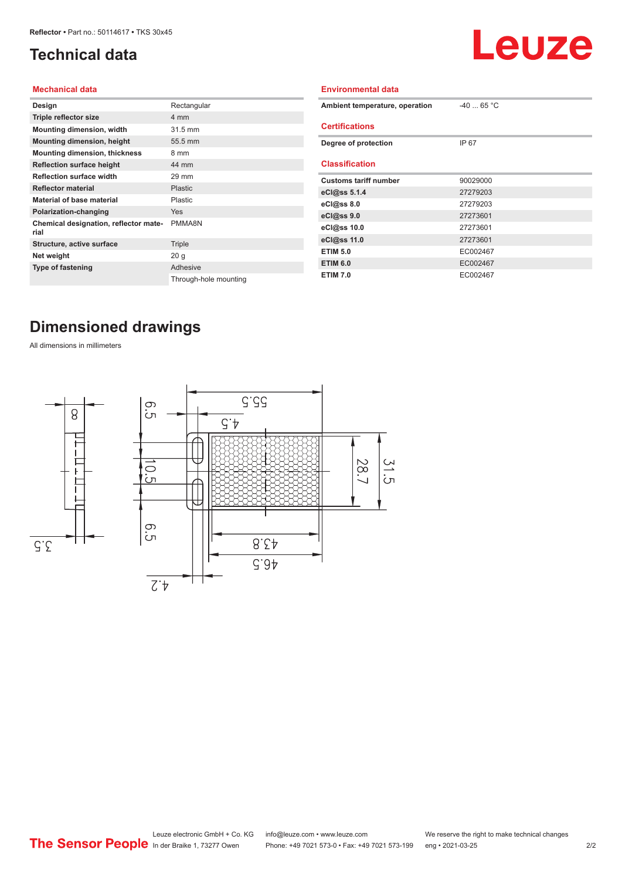# Technical data

## Mechanical data

| | |
|---|---|
| **Design** | Rectangular |
| **Triple reflector size** | 4 mm |
| **Mounting dimension, width** | 31.5 mm |
| **Mounting dimension, height** | 55.5 mm |
| **Mounting dimension, thickness** | 8 mm |
| **Reflection surface height** | 44 mm |
| **Reflection surface width** | 29 mm |
| **Reflector material** | Plastic |
| **Material of base material** | Plastic |
| **Polarization-changing** | Yes |
| **Chemical designation, reflector material** | PMMA8N |
| **Structure, active surface** | Triple |
| **Net weight** | 20 g |
| **Type of fastening** | Adhesive |
| | Through-hole mounting |

## Environmental data

| | |
|---|---|
| **Ambient temperature, operation** | -40 ... 65 °C |

## Certifications

| | |
|---|---|
| **Degree of protection** | IP 67 |

## Classification

| | |
|---|---|
| **Customs tariff number** | 90029000 |
| **eCl@ss 5.1.4** | 27279203 |
| **eCl@ss 8.0** | 27279203 |
| **eCl@ss 9.0** | 27273601 |
| **eCl@ss 10.0** | 27273601 |
| **eCl@ss 11.0** | 27273601 |
| **ETIM 5.0** | EC002467 |
| **ETIM 6.0** | EC002467 |
| **ETIM 7.0** | EC002467 |

# Dimensioned drawings

All dimensions in millimeters

8
3.5
6.5
10.5
6.5
55.5
4.5
28.7
31.5
43.8
46.5
4.2